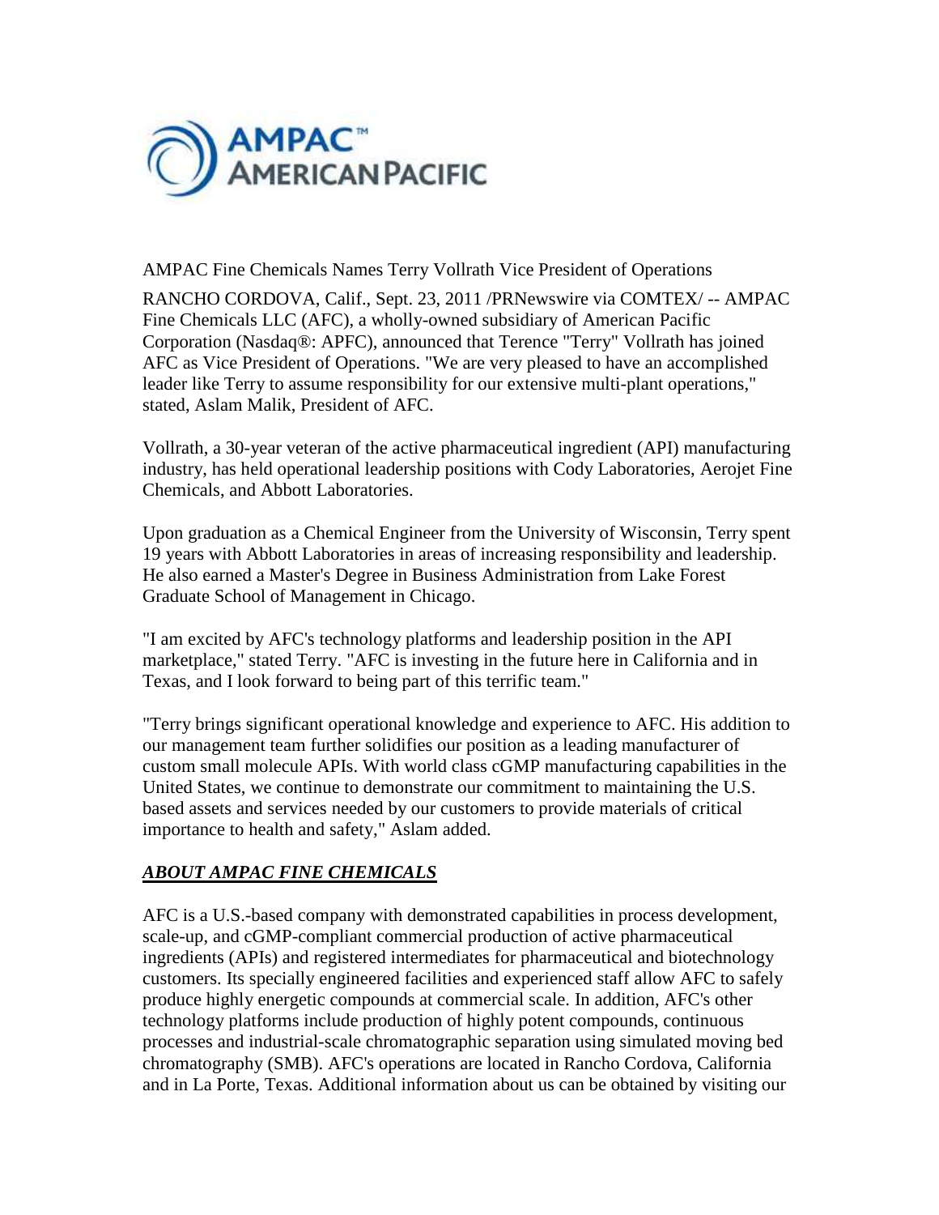AMPAC™
AMERICAN PACIFIC

AMPAC Fine Chemicals Names Terry Vollrath Vice President of Operations

RANCHO CORDOVA, Calif., Sept. 23, 2011 /PRNewswire via COMTEX/ -- AMPAC Fine Chemicals LLC (AFC), a wholly-owned subsidiary of American Pacific Corporation (Nasdaq®: APFC), announced that Terence "Terry" Vollrath has joined AFC as Vice President of Operations. "We are very pleased to have an accomplished leader like Terry to assume responsibility for our extensive multi-plant operations," stated, Aslam Malik, President of AFC.

Vollrath, a 30-year veteran of the active pharmaceutical ingredient (API) manufacturing industry, has held operational leadership positions with Cody Laboratories, Aerojet Fine Chemicals, and Abbott Laboratories.

Upon graduation as a Chemical Engineer from the University of Wisconsin, Terry spent 19 years with Abbott Laboratories in areas of increasing responsibility and leadership. He also earned a Master's Degree in Business Administration from Lake Forest Graduate School of Management in Chicago.

"I am excited by AFC's technology platforms and leadership position in the API marketplace," stated Terry. "AFC is investing in the future here in California and in Texas, and I look forward to being part of this terrific team."

"Terry brings significant operational knowledge and experience to AFC. His addition to our management team further solidifies our position as a leading manufacturer of custom small molecule APIs. With world class cGMP manufacturing capabilities in the United States, we continue to demonstrate our commitment to maintaining the U.S. based assets and services needed by our customers to provide materials of critical importance to health and safety," Aslam added.

## ***ABOUT AMPAC FINE CHEMICALS***

AFC is a U.S.-based company with demonstrated capabilities in process development, scale-up, and cGMP-compliant commercial production of active pharmaceutical ingredients (APIs) and registered intermediates for pharmaceutical and biotechnology customers. Its specially engineered facilities and experienced staff allow AFC to safely produce highly energetic compounds at commercial scale. In addition, AFC's other technology platforms include production of highly potent compounds, continuous processes and industrial-scale chromatographic separation using simulated moving bed chromatography (SMB). AFC's operations are located in Rancho Cordova, California and in La Porte, Texas. Additional information about us can be obtained by visiting our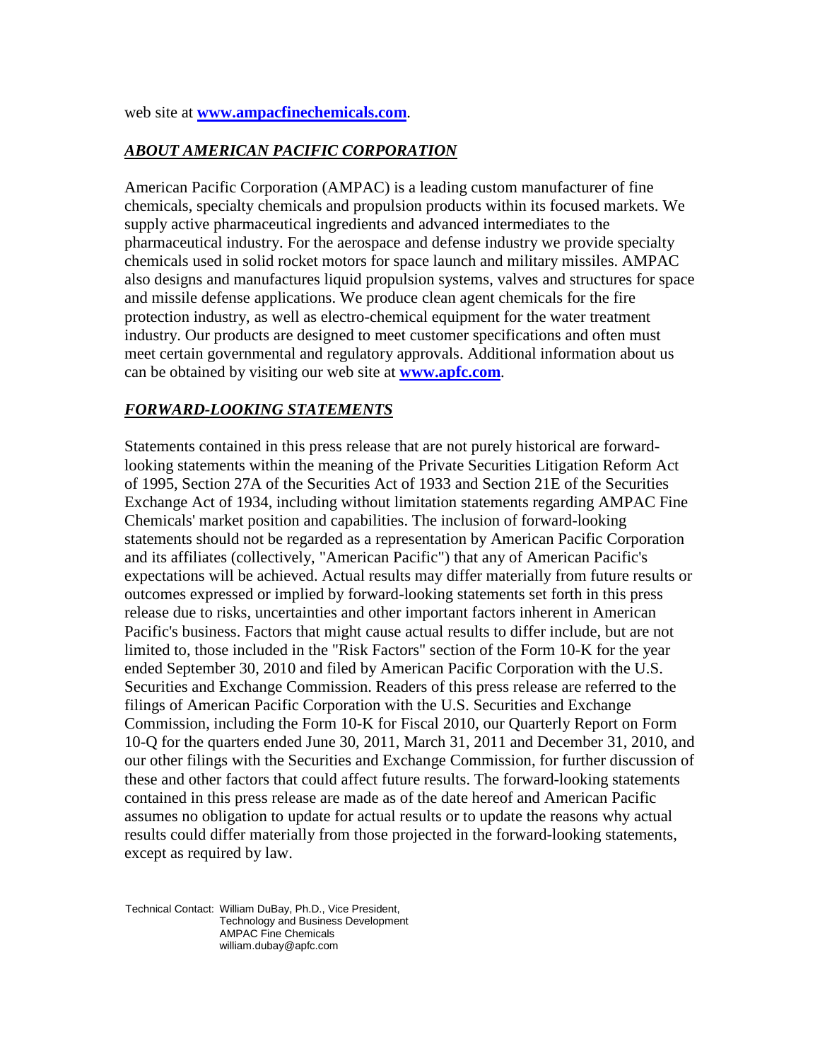web site at **[www.ampacfinechemicals.com](http://www.ampacfinechemicals.com)**.

## ***ABOUT AMERICAN PACIFIC CORPORATION***

American Pacific Corporation (AMPAC) is a leading custom manufacturer of fine chemicals, specialty chemicals and propulsion products within its focused markets. We supply active pharmaceutical ingredients and advanced intermediates to the pharmaceutical industry. For the aerospace and defense industry we provide specialty chemicals used in solid rocket motors for space launch and military missiles. AMPAC also designs and manufactures liquid propulsion systems, valves and structures for space and missile defense applications. We produce clean agent chemicals for the fire protection industry, as well as electro-chemical equipment for the water treatment industry. Our products are designed to meet customer specifications and often must meet certain governmental and regulatory approvals. Additional information about us can be obtained by visiting our web site at **[www.apfc.com](http://www.apfc.com)**.

## ***FORWARD-LOOKING STATEMENTS***

Statements contained in this press release that are not purely historical are forward-looking statements within the meaning of the Private Securities Litigation Reform Act of 1995, Section 27A of the Securities Act of 1933 and Section 21E of the Securities Exchange Act of 1934, including without limitation statements regarding AMPAC Fine Chemicals' market position and capabilities. The inclusion of forward-looking statements should not be regarded as a representation by American Pacific Corporation and its affiliates (collectively, "American Pacific") that any of American Pacific's expectations will be achieved. Actual results may differ materially from future results or outcomes expressed or implied by forward-looking statements set forth in this press release due to risks, uncertainties and other important factors inherent in American Pacific's business. Factors that might cause actual results to differ include, but are not limited to, those included in the "Risk Factors" section of the Form 10-K for the year ended September 30, 2010 and filed by American Pacific Corporation with the U.S. Securities and Exchange Commission. Readers of this press release are referred to the filings of American Pacific Corporation with the U.S. Securities and Exchange Commission, including the Form 10-K for Fiscal 2010, our Quarterly Report on Form 10-Q for the quarters ended June 30, 2011, March 31, 2011 and December 31, 2010, and our other filings with the Securities and Exchange Commission, for further discussion of these and other factors that could affect future results. The forward-looking statements contained in this press release are made as of the date hereof and American Pacific assumes no obligation to update for actual results or to update the reasons why actual results could differ materially from those projected in the forward-looking statements, except as required by law.

Technical Contact: William DuBay, Ph.D., Vice President,
Technology and Business Development
AMPAC Fine Chemicals
william.dubay@apfc.com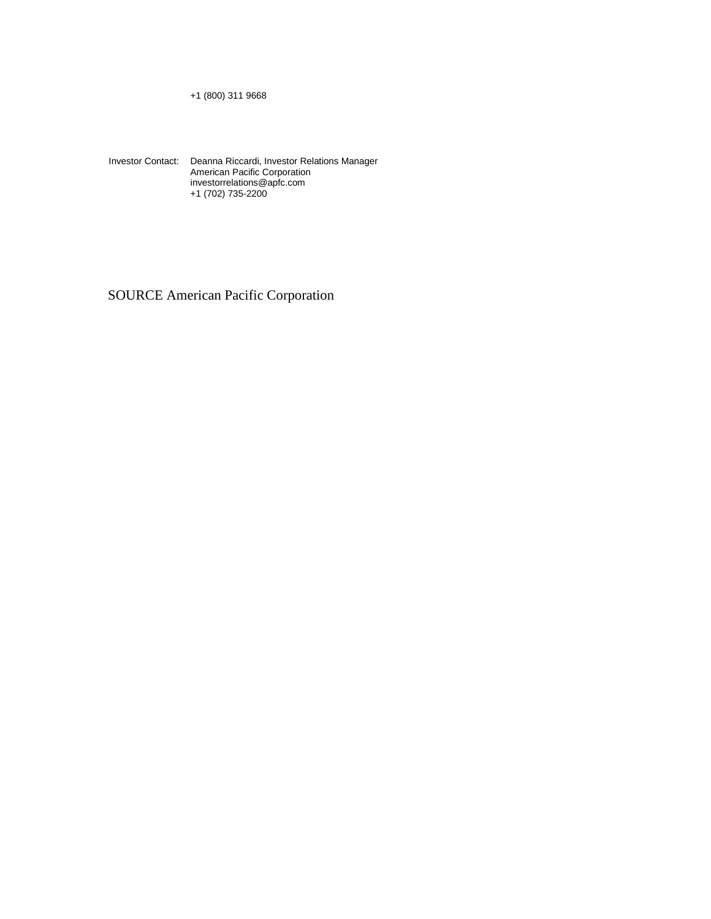+1 (800) 311 9668

Investor Contact: Deanna Riccardi, Investor Relations Manager
American Pacific Corporation
investorrelations@apfc.com
+1 (702) 735-2200

SOURCE American Pacific Corporation